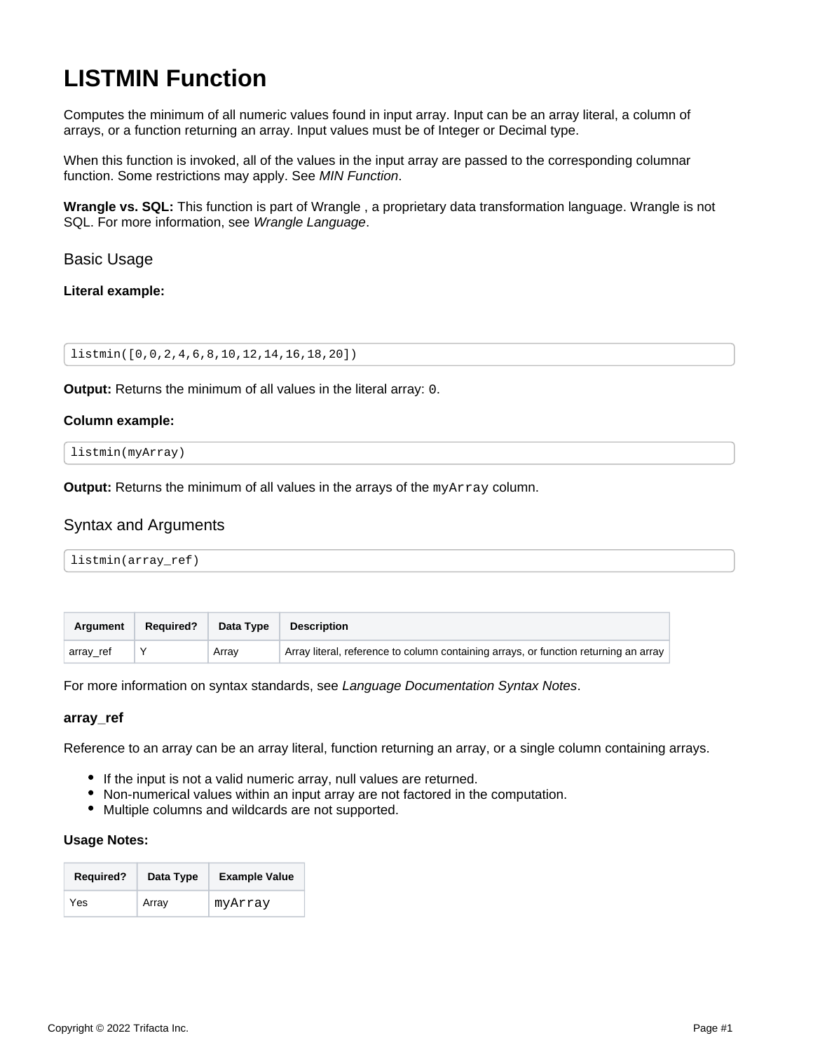# LISTMIN Function

Computes the minimum of all numeric values found in input array. Input can be an array literal, a column of arrays, or a function returning an array. Input values must be of Integer or Decimal type.

When this function is invoked, all of the values in the input array are passed to the corresponding columnar function. Some restrictions may apply. See *MIN Function*.

**Wrangle vs. SQL:** This function is part of Wrangle , a proprietary data transformation language. Wrangle is not SQL. For more information, see *Wrangle Language*.

## Basic Usage

**Literal example:**

```
listmin([0,0,2,4,6,8,10,12,14,16,18,20])
```

**Output:** Returns the minimum of all values in the literal array: `0`.

**Column example:**

```
listmin(myArray)
```

**Output:** Returns the minimum of all values in the arrays of the `myArray` column.

## Syntax and Arguments

```
listmin(array_ref)
```

| Argument | Required? | Data Type | Description |
|---|---|---|---|
| array_ref | Y | Array | Array literal, reference to column containing arrays, or function returning an array |

For more information on syntax standards, see *Language Documentation Syntax Notes*.

### array_ref

Reference to an array can be an array literal, function returning an array, or a single column containing arrays.

- If the input is not a valid numeric array, null values are returned.
- Non-numerical values within an input array are not factored in the computation.
- Multiple columns and wildcards are not supported.

**Usage Notes:**

| Required? | Data Type | Example Value |
|---|---|---|
| Yes | Array | `myArray` |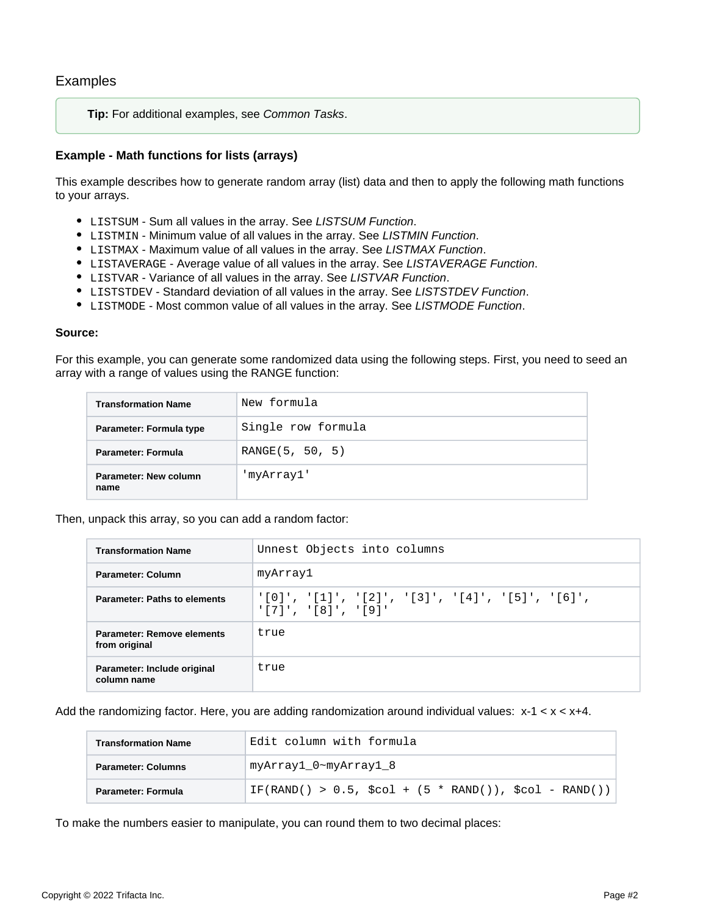## Examples

> **Tip:** For additional examples, see *Common Tasks*.

### Example - Math functions for lists (arrays)

This example describes how to generate random array (list) data and then to apply the following math functions to your arrays.

- `LISTSUM` - Sum all values in the array. See *LISTSUM Function*.
- `LISTMIN` - Minimum value of all values in the array. See *LISTMIN Function*.
- `LISTMAX` - Maximum value of all values in the array. See *LISTMAX Function*.
- `LISTAVERAGE` - Average value of all values in the array. See *LISTAVERAGE Function*.
- `LISTVAR` - Variance of all values in the array. See *LISTVAR Function*.
- `LISTSTDEV` - Standard deviation of all values in the array. See *LISTSTDEV Function*.
- `LISTMODE` - Most common value of all values in the array. See *LISTMODE Function*.

**Source:**

For this example, you can generate some randomized data using the following steps. First, you need to seed an array with a range of values using the RANGE function:

| Transformation Name | `New formula` |
|---|---|
| Parameter: Formula type | `Single row formula` |
| Parameter: Formula | `RANGE(5, 50, 5)` |
| Parameter: New column name | `'myArray1'` |

Then, unpack this array, so you can add a random factor:

| Transformation Name | `Unnest Objects into columns` |
|---|---|
| Parameter: Column | `myArray1` |
| Parameter: Paths to elements | `'[0]', '[1]', '[2]', '[3]', '[4]', '[5]', '[6]', '[7]', '[8]', '[9]'` |
| Parameter: Remove elements from original | `true` |
| Parameter: Include original column name | `true` |

Add the randomizing factor. Here, you are adding randomization around individual values: x-1 < x < x+4.

| Transformation Name | `Edit column with formula` |
|---|---|
| Parameter: Columns | `myArray1_0~myArray1_8` |
| Parameter: Formula | `IF(RAND() > 0.5, $col + (5 * RAND()), $col - RAND())` |

To make the numbers easier to manipulate, you can round them to two decimal places: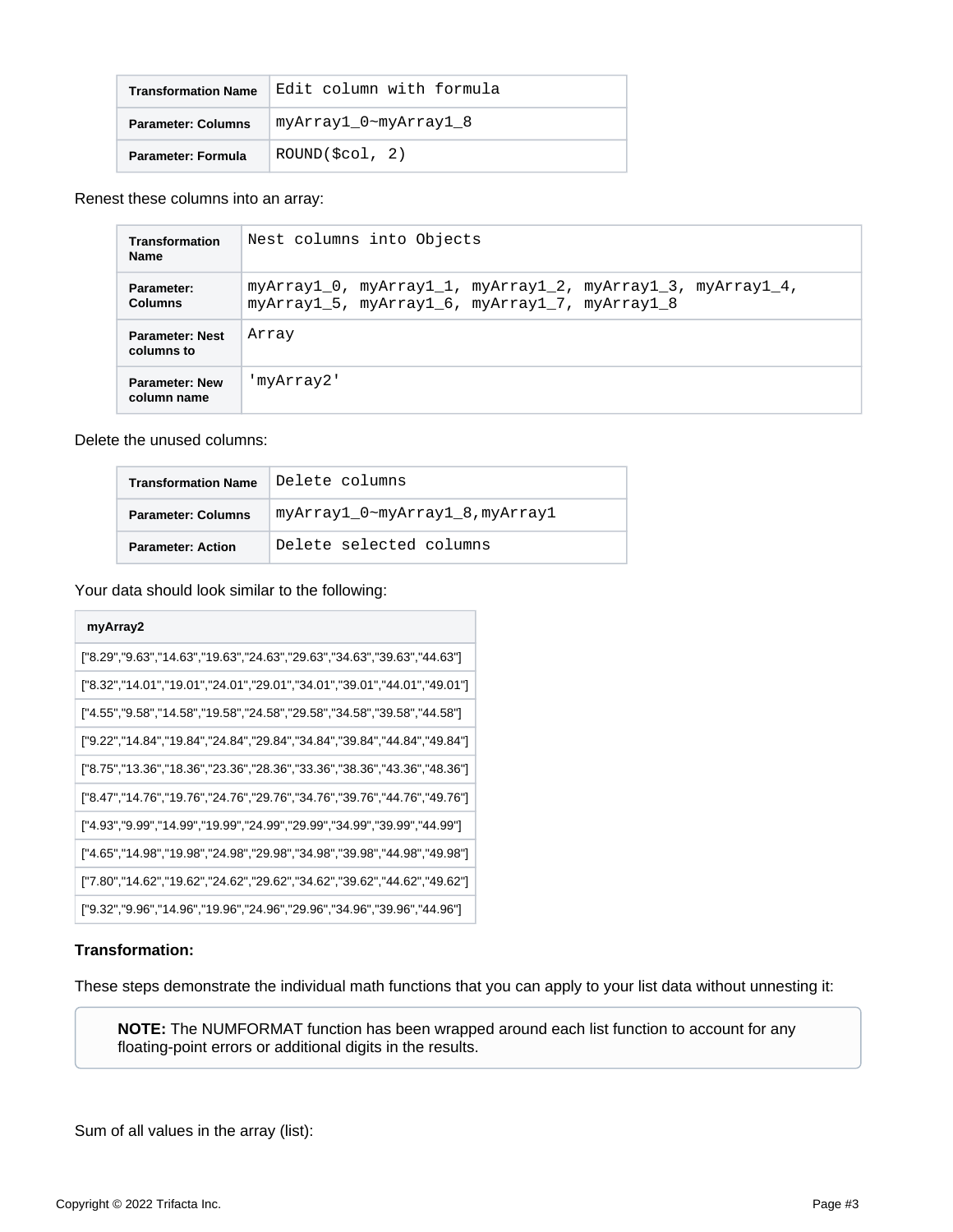| Transformation Name | Edit column with formula |
| --- | --- |
| Parameter: Columns | myArray1_0~myArray1_8 |
| Parameter: Formula | ROUND($col, 2) |

Renest these columns into an array:

| Transformation Name | Nest columns into Objects |
| --- | --- |
| Parameter: Columns | myArray1_0, myArray1_1, myArray1_2, myArray1_3, myArray1_4, myArray1_5, myArray1_6, myArray1_7, myArray1_8 |
| Parameter: Nest columns to | Array |
| Parameter: New column name | 'myArray2' |

Delete the unused columns:

| Transformation Name | Delete columns |
| --- | --- |
| Parameter: Columns | myArray1_0~myArray1_8,myArray1 |
| Parameter: Action | Delete selected columns |

Your data should look similar to the following:

| myArray2 |
| --- |
| ["8.29","9.63","14.63","19.63","24.63","29.63","34.63","39.63","44.63"] |
| ["8.32","14.01","19.01","24.01","29.01","34.01","39.01","44.01","49.01"] |
| ["4.55","9.58","14.58","19.58","24.58","29.58","34.58","39.58","44.58"] |
| ["9.22","14.84","19.84","24.84","29.84","34.84","39.84","44.84","49.84"] |
| ["8.75","13.36","18.36","23.36","28.36","33.36","38.36","43.36","48.36"] |
| ["8.47","14.76","19.76","24.76","29.76","34.76","39.76","44.76","49.76"] |
| ["4.93","9.99","14.99","19.99","24.99","29.99","34.99","39.99","44.99"] |
| ["4.65","14.98","19.98","24.98","29.98","34.98","39.98","44.98","49.98"] |
| ["7.80","14.62","19.62","24.62","29.62","34.62","39.62","44.62","49.62"] |
| ["9.32","9.96","14.96","19.96","24.96","29.96","34.96","39.96","44.96"] |

**Transformation:**

These steps demonstrate the individual math functions that you can apply to your list data without unnesting it:

> **NOTE:** The NUMFORMAT function has been wrapped around each list function to account for any floating-point errors or additional digits in the results.

Sum of all values in the array (list):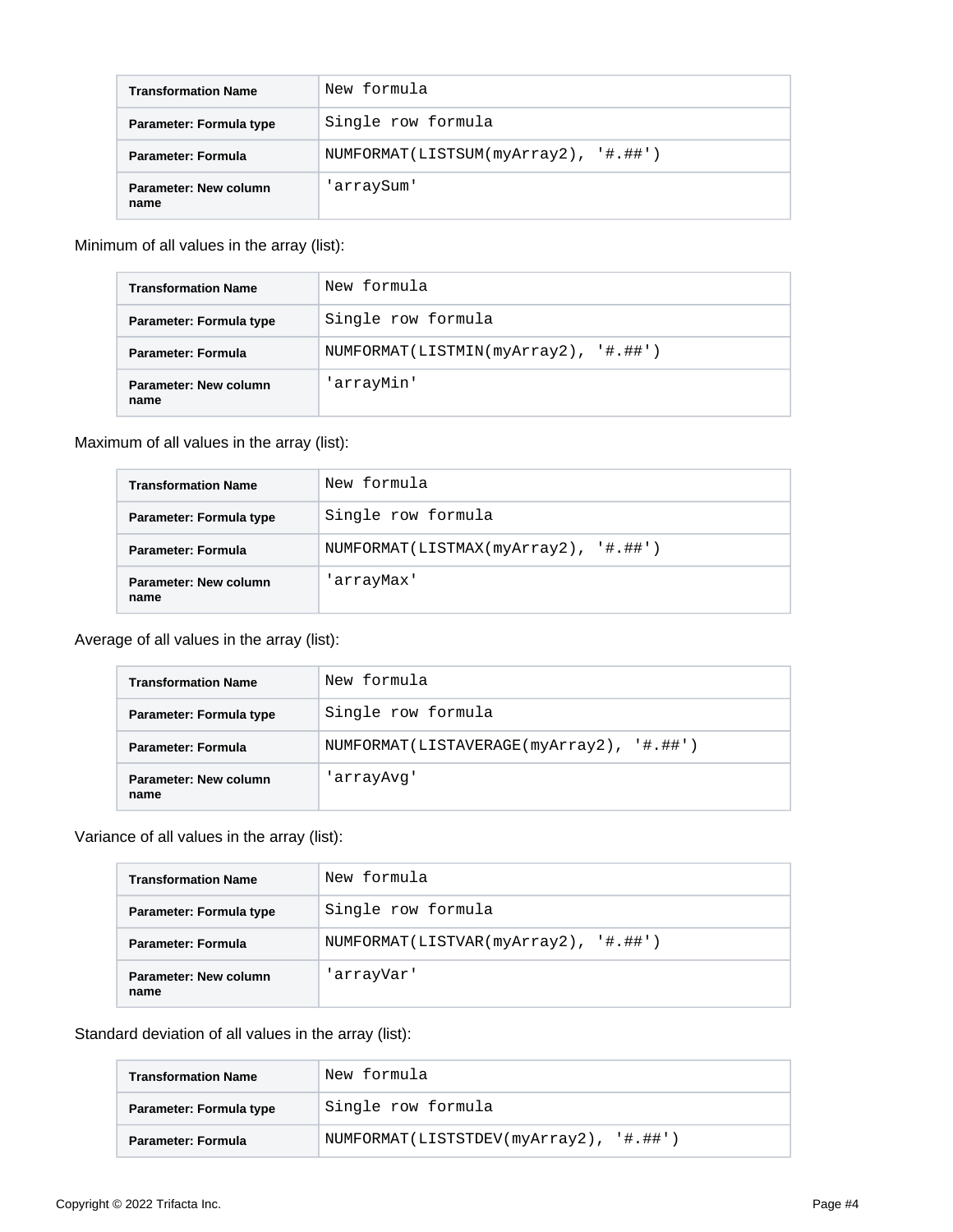| Transformation Name | New formula |
| --- | --- |
| Parameter: Formula type | Single row formula |
| Parameter: Formula | NUMFORMAT(LISTSUM(myArray2), '#.##') |
| Parameter: New column name | 'arraySum' |

Minimum of all values in the array (list):

| Transformation Name | New formula |
| --- | --- |
| Parameter: Formula type | Single row formula |
| Parameter: Formula | NUMFORMAT(LISTMIN(myArray2), '#.##') |
| Parameter: New column name | 'arrayMin' |

Maximum of all values in the array (list):

| Transformation Name | New formula |
| --- | --- |
| Parameter: Formula type | Single row formula |
| Parameter: Formula | NUMFORMAT(LISTMAX(myArray2), '#.##') |
| Parameter: New column name | 'arrayMax' |

Average of all values in the array (list):

| Transformation Name | New formula |
| --- | --- |
| Parameter: Formula type | Single row formula |
| Parameter: Formula | NUMFORMAT(LISTAVERAGE(myArray2), '#.##') |
| Parameter: New column name | 'arrayAvg' |

Variance of all values in the array (list):

| Transformation Name | New formula |
| --- | --- |
| Parameter: Formula type | Single row formula |
| Parameter: Formula | NUMFORMAT(LISTVAR(myArray2), '#.##') |
| Parameter: New column name | 'arrayVar' |

Standard deviation of all values in the array (list):

| Transformation Name | New formula |
| --- | --- |
| Parameter: Formula type | Single row formula |
| Parameter: Formula | NUMFORMAT(LISTSTDEV(myArray2), '#.##') |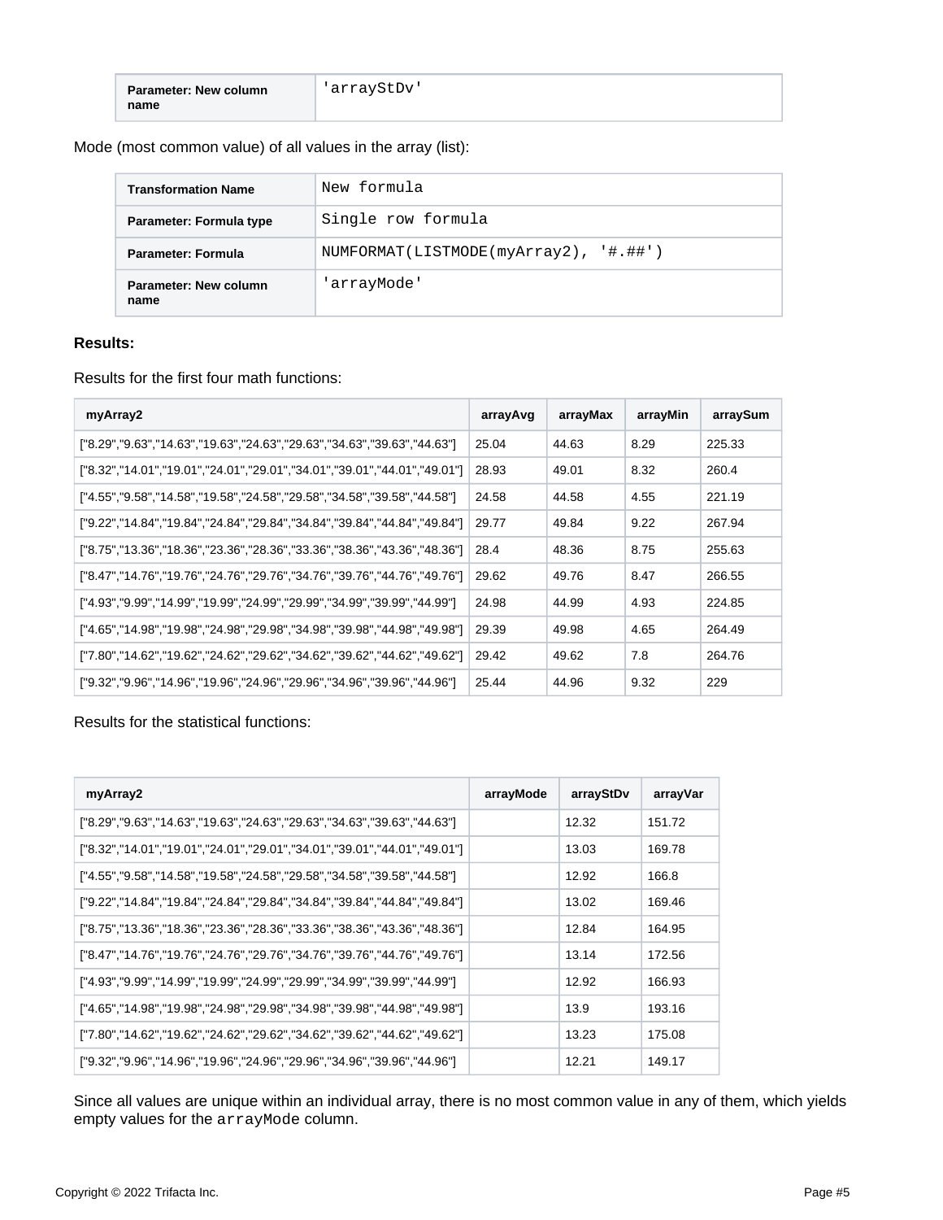| Parameter: New column name | 'arrayStDv' |
| --- | --- |

Mode (most common value) of all values in the array (list):

| Transformation Name | New formula |
| --- | --- |
| Parameter: Formula type | Single row formula |
| Parameter: Formula | NUMFORMAT(LISTMODE(myArray2), '#.##') |
| Parameter: New column name | 'arrayMode' |

**Results:**

Results for the first four math functions:

| myArray2 | arrayAvg | arrayMax | arrayMin | arraySum |
| --- | --- | --- | --- | --- |
| ["8.29","9.63","14.63","19.63","24.63","29.63","34.63","39.63","44.63"] | 25.04 | 44.63 | 8.29 | 225.33 |
| ["8.32","14.01","19.01","24.01","29.01","34.01","39.01","44.01","49.01"] | 28.93 | 49.01 | 8.32 | 260.4 |
| ["4.55","9.58","14.58","19.58","24.58","29.58","34.58","39.58","44.58"] | 24.58 | 44.58 | 4.55 | 221.19 |
| ["9.22","14.84","19.84","24.84","29.84","34.84","39.84","44.84","49.84"] | 29.77 | 49.84 | 9.22 | 267.94 |
| ["8.75","13.36","18.36","23.36","28.36","33.36","38.36","43.36","48.36"] | 28.4 | 48.36 | 8.75 | 255.63 |
| ["8.47","14.76","19.76","24.76","29.76","34.76","39.76","44.76","49.76"] | 29.62 | 49.76 | 8.47 | 266.55 |
| ["4.93","9.99","14.99","19.99","24.99","29.99","34.99","39.99","44.99"] | 24.98 | 44.99 | 4.93 | 224.85 |
| ["4.65","14.98","19.98","24.98","29.98","34.98","39.98","44.98","49.98"] | 29.39 | 49.98 | 4.65 | 264.49 |
| ["7.80","14.62","19.62","24.62","29.62","34.62","39.62","44.62","49.62"] | 29.42 | 49.62 | 7.8 | 264.76 |
| ["9.32","9.96","14.96","19.96","24.96","29.96","34.96","39.96","44.96"] | 25.44 | 44.96 | 9.32 | 229 |

Results for the statistical functions:

| myArray2 | arrayMode | arrayStDv | arrayVar |
| --- | --- | --- | --- |
| ["8.29","9.63","14.63","19.63","24.63","29.63","34.63","39.63","44.63"] | | 12.32 | 151.72 |
| ["8.32","14.01","19.01","24.01","29.01","34.01","39.01","44.01","49.01"] | | 13.03 | 169.78 |
| ["4.55","9.58","14.58","19.58","24.58","29.58","34.58","39.58","44.58"] | | 12.92 | 166.8 |
| ["9.22","14.84","19.84","24.84","29.84","34.84","39.84","44.84","49.84"] | | 13.02 | 169.46 |
| ["8.75","13.36","18.36","23.36","28.36","33.36","38.36","43.36","48.36"] | | 12.84 | 164.95 |
| ["8.47","14.76","19.76","24.76","29.76","34.76","39.76","44.76","49.76"] | | 13.14 | 172.56 |
| ["4.93","9.99","14.99","19.99","24.99","29.99","34.99","39.99","44.99"] | | 12.92 | 166.93 |
| ["4.65","14.98","19.98","24.98","29.98","34.98","39.98","44.98","49.98"] | | 13.9 | 193.16 |
| ["7.80","14.62","19.62","24.62","29.62","34.62","39.62","44.62","49.62"] | | 13.23 | 175.08 |
| ["9.32","9.96","14.96","19.96","24.96","29.96","34.96","39.96","44.96"] | | 12.21 | 149.17 |

Since all values are unique within an individual array, there is no most common value in any of them, which yields empty values for the `arrayMode` column.